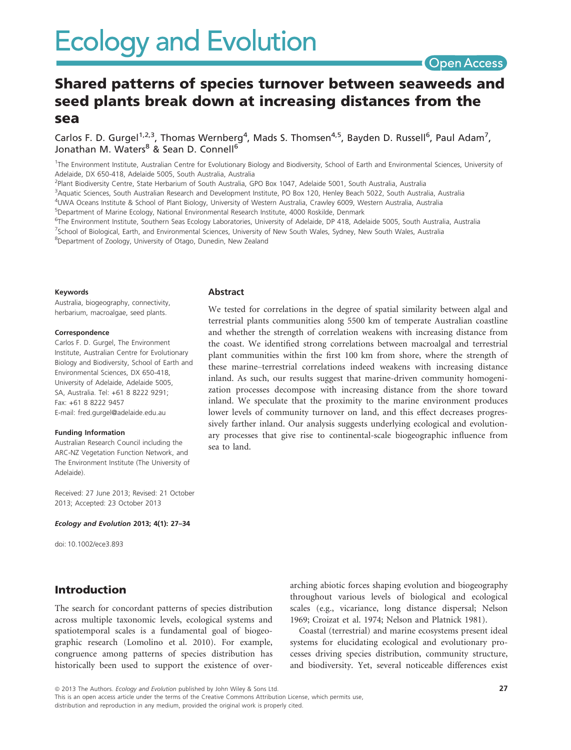# Shared patterns of species turnover between seaweeds and seed plants break down at increasing distances from the sea

Carlos F. D. Gurgel[1,2,3], Thomas Wernberg[4], Mads S. Thomsen[4,5], Bayden D. Russell[6], Paul Adam[7], Jonathan M. Waters[8] & Sean D. Connell[6]

[1]The Environment Institute, Australian Centre for Evolutionary Biology and Biodiversity, School of Earth and Environmental Sciences, University of Adelaide, DX 650-418, Adelaide 5005, South Australia, Australia
[2]Plant Biodiversity Centre, State Herbarium of South Australia, GPO Box 1047, Adelaide 5001, South Australia, Australia
[3]Aquatic Sciences, South Australian Research and Development Institute, PO Box 120, Henley Beach 5022, South Australia, Australia
[4]UWA Oceans Institute & School of Plant Biology, University of Western Australia, Crawley 6009, Western Australia, Australia
[5]Department of Marine Ecology, National Environmental Research Institute, 4000 Roskilde, Denmark
[6]The Environment Institute, Southern Seas Ecology Laboratories, University of Adelaide, DP 418, Adelaide 5005, South Australia, Australia
[7]School of Biological, Earth, and Environmental Sciences, University of New South Wales, Sydney, New South Wales, Australia
[8]Department of Zoology, University of Otago, Dunedin, New Zealand

**Keywords**
Australia, biogeography, connectivity, herbarium, macroalgae, seed plants.

**Correspondence**
Carlos F. D. Gurgel, The Environment Institute, Australian Centre for Evolutionary Biology and Biodiversity, School of Earth and Environmental Sciences, DX 650-418, University of Adelaide, Adelaide 5005, SA, Australia. Tel: +61 8 8222 9291; Fax: +61 8 8222 9457
E-mail: fred.gurgel@adelaide.edu.au

**Funding Information**
Australian Research Council including the ARC-NZ Vegetation Function Network, and The Environment Institute (The University of Adelaide).

Received: 27 June 2013; Revised: 21 October 2013; Accepted: 23 October 2013

***Ecology and Evolution* 2013; 4(1): 27–34**

doi: 10.1002/ece3.893

## Abstract

We tested for correlations in the degree of spatial similarity between algal and terrestrial plants communities along 5500 km of temperate Australian coastline and whether the strength of correlation weakens with increasing distance from the coast. We identified strong correlations between macroalgal and terrestrial plant communities within the first 100 km from shore, where the strength of these marine–terrestrial correlations indeed weakens with increasing distance inland. As such, our results suggest that marine-driven community homogenization processes decompose with increasing distance from the shore toward inland. We speculate that the proximity to the marine environment produces lower levels of community turnover on land, and this effect decreases progressively farther inland. Our analysis suggests underlying ecological and evolutionary processes that give rise to continental-scale biogeographic influence from sea to land.

## Introduction

The search for concordant patterns of species distribution across multiple taxonomic levels, ecological systems and spatiotemporal scales is a fundamental goal of biogeographic research (Lomolino et al. 2010). For example, congruence among patterns of species distribution has historically been used to support the existence of overarching abiotic forces shaping evolution and biogeography throughout various levels of biological and ecological scales (e.g., vicariance, long distance dispersal; Nelson 1969; Croizat et al. 1974; Nelson and Platnick 1981).

Coastal (terrestrial) and marine ecosystems present ideal systems for elucidating ecological and evolutionary processes driving species distribution, community structure, and biodiversity. Yet, several noticeable differences exist

© 2013 The Authors. *Ecology and Evolution* published by John Wiley & Sons Ltd.
This is an open access article under the terms of the Creative Commons Attribution License, which permits use, distribution and reproduction in any medium, provided the original work is properly cited.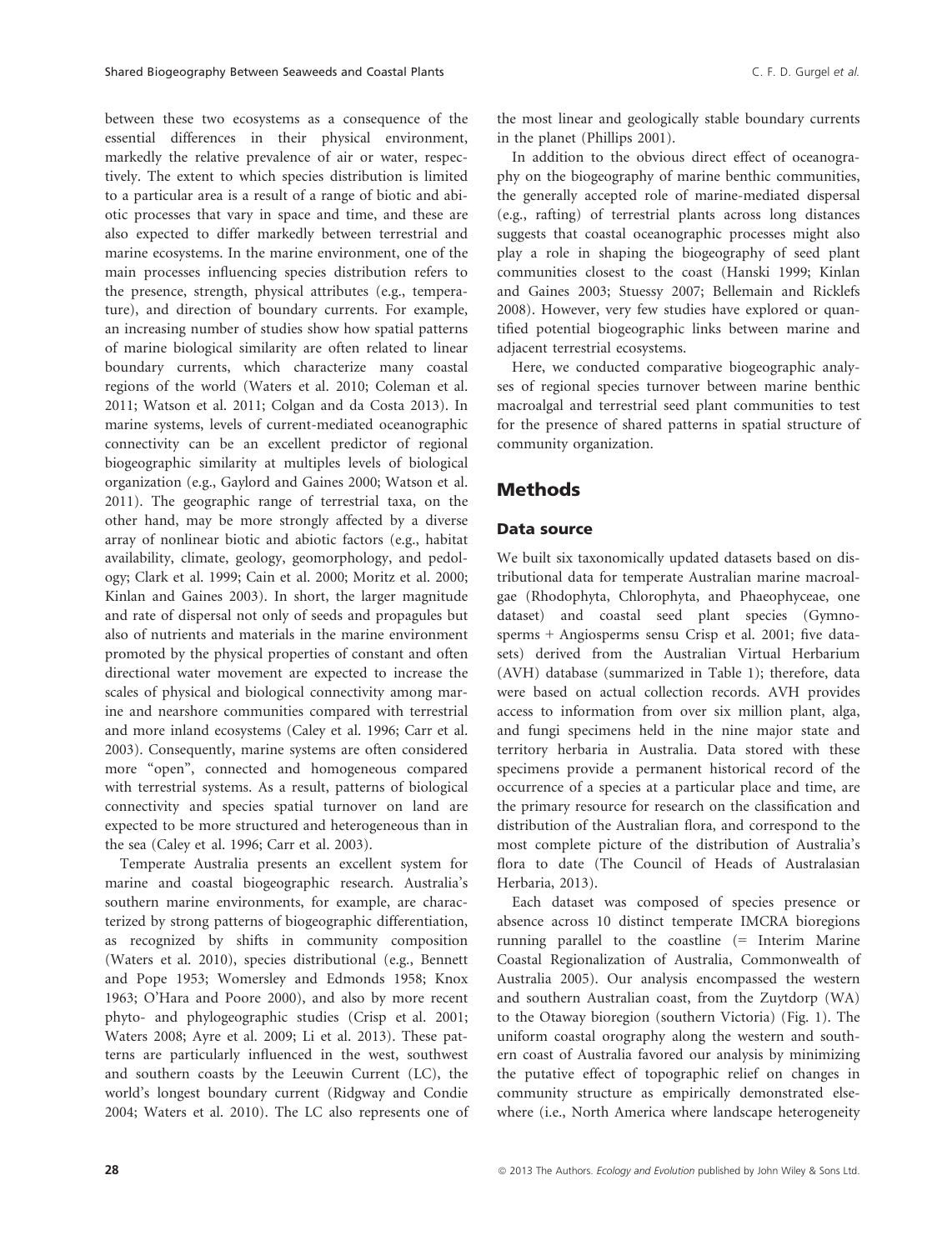between these two ecosystems as a consequence of the essential differences in their physical environment, markedly the relative prevalence of air or water, respectively. The extent to which species distribution is limited to a particular area is a result of a range of biotic and abiotic processes that vary in space and time, and these are also expected to differ markedly between terrestrial and marine ecosystems. In the marine environment, one of the main processes influencing species distribution refers to the presence, strength, physical attributes (e.g., temperature), and direction of boundary currents. For example, an increasing number of studies show how spatial patterns of marine biological similarity are often related to linear boundary currents, which characterize many coastal regions of the world (Waters et al. 2010; Coleman et al. 2011; Watson et al. 2011; Colgan and da Costa 2013). In marine systems, levels of current-mediated oceanographic connectivity can be an excellent predictor of regional biogeographic similarity at multiples levels of biological organization (e.g., Gaylord and Gaines 2000; Watson et al. 2011). The geographic range of terrestrial taxa, on the other hand, may be more strongly affected by a diverse array of nonlinear biotic and abiotic factors (e.g., habitat availability, climate, geology, geomorphology, and pedology; Clark et al. 1999; Cain et al. 2000; Moritz et al. 2000; Kinlan and Gaines 2003). In short, the larger magnitude and rate of dispersal not only of seeds and propagules but also of nutrients and materials in the marine environment promoted by the physical properties of constant and often directional water movement are expected to increase the scales of physical and biological connectivity among marine and nearshore communities compared with terrestrial and more inland ecosystems (Caley et al. 1996; Carr et al. 2003). Consequently, marine systems are often considered more "open", connected and homogeneous compared with terrestrial systems. As a result, patterns of biological connectivity and species spatial turnover on land are expected to be more structured and heterogeneous than in the sea (Caley et al. 1996; Carr et al. 2003).

Temperate Australia presents an excellent system for marine and coastal biogeographic research. Australia's southern marine environments, for example, are characterized by strong patterns of biogeographic differentiation, as recognized by shifts in community composition (Waters et al. 2010), species distributional (e.g., Bennett and Pope 1953; Womersley and Edmonds 1958; Knox 1963; O'Hara and Poore 2000), and also by more recent phyto- and phylogeographic studies (Crisp et al. 2001; Waters 2008; Ayre et al. 2009; Li et al. 2013). These patterns are particularly influenced in the west, southwest and southern coasts by the Leeuwin Current (LC), the world's longest boundary current (Ridgway and Condie 2004; Waters et al. 2010). The LC also represents one of the most linear and geologically stable boundary currents in the planet (Phillips 2001).

In addition to the obvious direct effect of oceanography on the biogeography of marine benthic communities, the generally accepted role of marine-mediated dispersal (e.g., rafting) of terrestrial plants across long distances suggests that coastal oceanographic processes might also play a role in shaping the biogeography of seed plant communities closest to the coast (Hanski 1999; Kinlan and Gaines 2003; Stuessy 2007; Bellemain and Ricklefs 2008). However, very few studies have explored or quantified potential biogeographic links between marine and adjacent terrestrial ecosystems.

Here, we conducted comparative biogeographic analyses of regional species turnover between marine benthic macroalgal and terrestrial seed plant communities to test for the presence of shared patterns in spatial structure of community organization.

## Methods

### Data source

We built six taxonomically updated datasets based on distributional data for temperate Australian marine macroalgae (Rhodophyta, Chlorophyta, and Phaeophyceae, one dataset) and coastal seed plant species (Gymnosperms + Angiosperms sensu Crisp et al. 2001; five datasets) derived from the Australian Virtual Herbarium (AVH) database (summarized in Table 1); therefore, data were based on actual collection records. AVH provides access to information from over six million plant, alga, and fungi specimens held in the nine major state and territory herbaria in Australia. Data stored with these specimens provide a permanent historical record of the occurrence of a species at a particular place and time, are the primary resource for research on the classification and distribution of the Australian flora, and correspond to the most complete picture of the distribution of Australia's flora to date (The Council of Heads of Australasian Herbaria, 2013).

Each dataset was composed of species presence or absence across 10 distinct temperate IMCRA bioregions running parallel to the coastline (= Interim Marine Coastal Regionalization of Australia, Commonwealth of Australia 2005). Our analysis encompassed the western and southern Australian coast, from the Zuytdorp (WA) to the Otaway bioregion (southern Victoria) (Fig. 1). The uniform coastal orography along the western and southern coast of Australia favored our analysis by minimizing the putative effect of topographic relief on changes in community structure as empirically demonstrated elsewhere (i.e., North America where landscape heterogeneity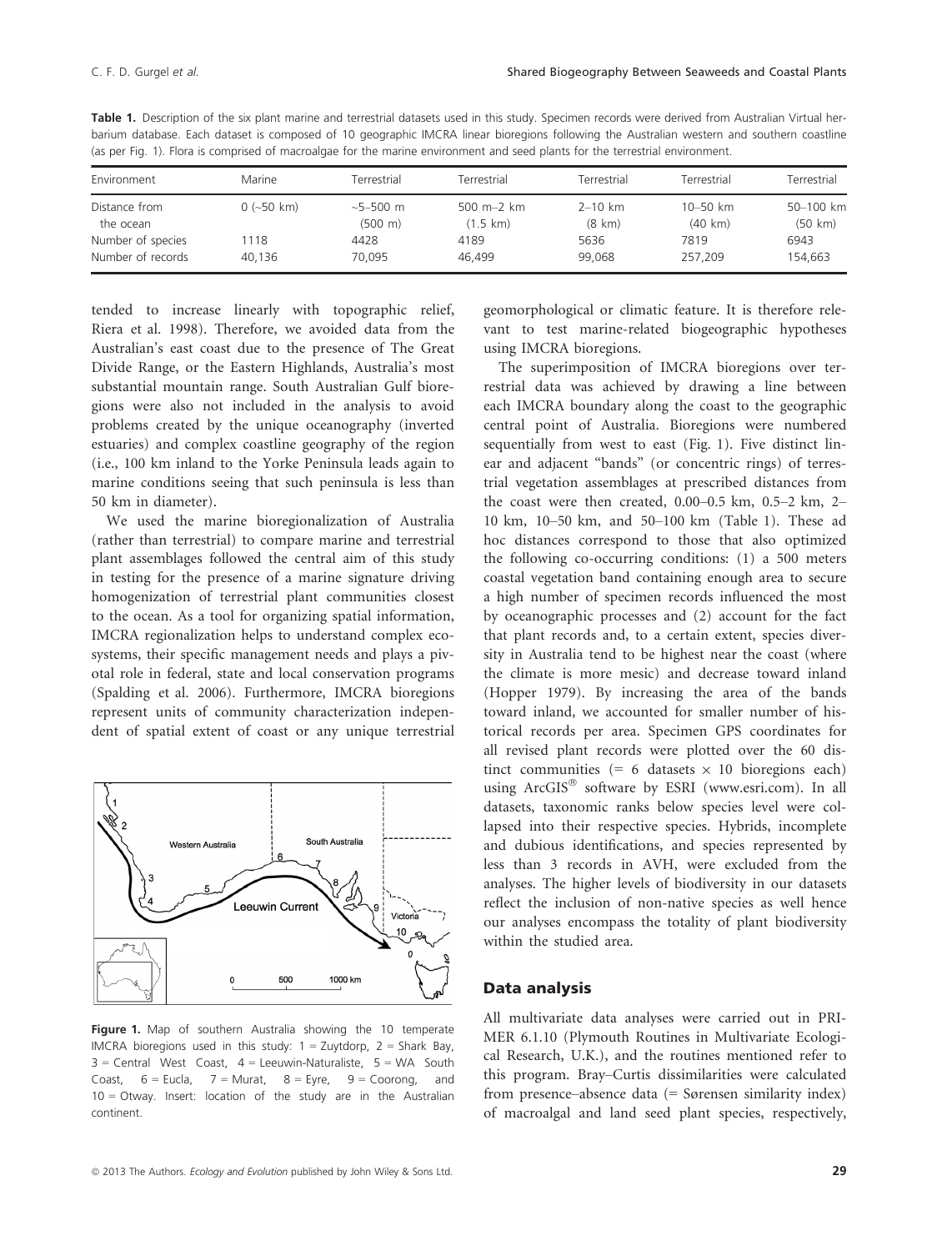**Table 1.** Description of the six plant marine and terrestrial datasets used in this study. Specimen records were derived from Australian Virtual herbarium database. Each dataset is composed of 10 geographic IMCRA linear bioregions following the Australian western and southern coastline (as per Fig. 1). Flora is comprised of macroalgae for the marine environment and seed plants for the terrestrial environment.

| Environment | Marine | Terrestrial | Terrestrial | Terrestrial | Terrestrial | Terrestrial |
|---|---|---|---|---|---|---|
| Distance from the ocean | 0 (~50 km) | ~5–500 m (500 m) | 500 m–2 km (1.5 km) | 2–10 km (8 km) | 10–50 km (40 km) | 50–100 km (50 km) |
| Number of species | 1118 | 4428 | 4189 | 5636 | 7819 | 6943 |
| Number of records | 40,136 | 70,095 | 46,499 | 99,068 | 257,209 | 154,663 |

tended to increase linearly with topographic relief, Riera et al. 1998). Therefore, we avoided data from the Australian's east coast due to the presence of The Great Divide Range, or the Eastern Highlands, Australia's most substantial mountain range. South Australian Gulf bioregions were also not included in the analysis to avoid problems created by the unique oceanography (inverted estuaries) and complex coastline geography of the region (i.e., 100 km inland to the Yorke Peninsula leads again to marine conditions seeing that such peninsula is less than 50 km in diameter).

We used the marine bioregionalization of Australia (rather than terrestrial) to compare marine and terrestrial plant assemblages followed the central aim of this study in testing for the presence of a marine signature driving homogenization of terrestrial plant communities closest to the ocean. As a tool for organizing spatial information, IMCRA regionalization helps to understand complex ecosystems, their specific management needs and plays a pivotal role in federal, state and local conservation programs (Spalding et al. 2006). Furthermore, IMCRA bioregions represent units of community characterization independent of spatial extent of coast or any unique terrestrial geomorphological or climatic feature. It is therefore relevant to test marine-related biogeographic hypotheses using IMCRA bioregions.

**Figure 1.** Map of southern Australia showing the 10 temperate IMCRA bioregions used in this study: 1 = Zuytdorp, 2 = Shark Bay, 3 = Central West Coast, 4 = Leeuwin-Naturaliste, 5 = WA South Coast, 6 = Eucla, 7 = Murat, 8 = Eyre, 9 = Coorong, and 10 = Otway. Insert: location of the study are in the Australian continent.

The superimposition of IMCRA bioregions over terrestrial data was achieved by drawing a line between each IMCRA boundary along the coast to the geographic central point of Australia. Bioregions were numbered sequentially from west to east (Fig. 1). Five distinct linear and adjacent "bands" (or concentric rings) of terrestrial vegetation assemblages at prescribed distances from the coast were then created, 0.00–0.5 km, 0.5–2 km, 2–10 km, 10–50 km, and 50–100 km (Table 1). These ad hoc distances correspond to those that also optimized the following co-occurring conditions: (1) a 500 meters coastal vegetation band containing enough area to secure a high number of specimen records influenced the most by oceanographic processes and (2) account for the fact that plant records and, to a certain extent, species diversity in Australia tend to be highest near the coast (where the climate is more mesic) and decrease toward inland (Hopper 1979). By increasing the area of the bands toward inland, we accounted for smaller number of historical records per area. Specimen GPS coordinates for all revised plant records were plotted over the 60 distinct communities (= 6 datasets × 10 bioregions each) using ArcGIS® software by ESRI (www.esri.com). In all datasets, taxonomic ranks below species level were collapsed into their respective species. Hybrids, incomplete and dubious identifications, and species represented by less than 3 records in AVH, were excluded from the analyses. The higher levels of biodiversity in our datasets reflect the inclusion of non-native species as well hence our analyses encompass the totality of plant biodiversity within the studied area.

## Data analysis

All multivariate data analyses were carried out in PRIMER 6.1.10 (Plymouth Routines in Multivariate Ecological Research, U.K.), and the routines mentioned refer to this program. Bray–Curtis dissimilarities were calculated from presence–absence data (= Sørensen similarity index) of macroalgal and land seed plant species, respectively,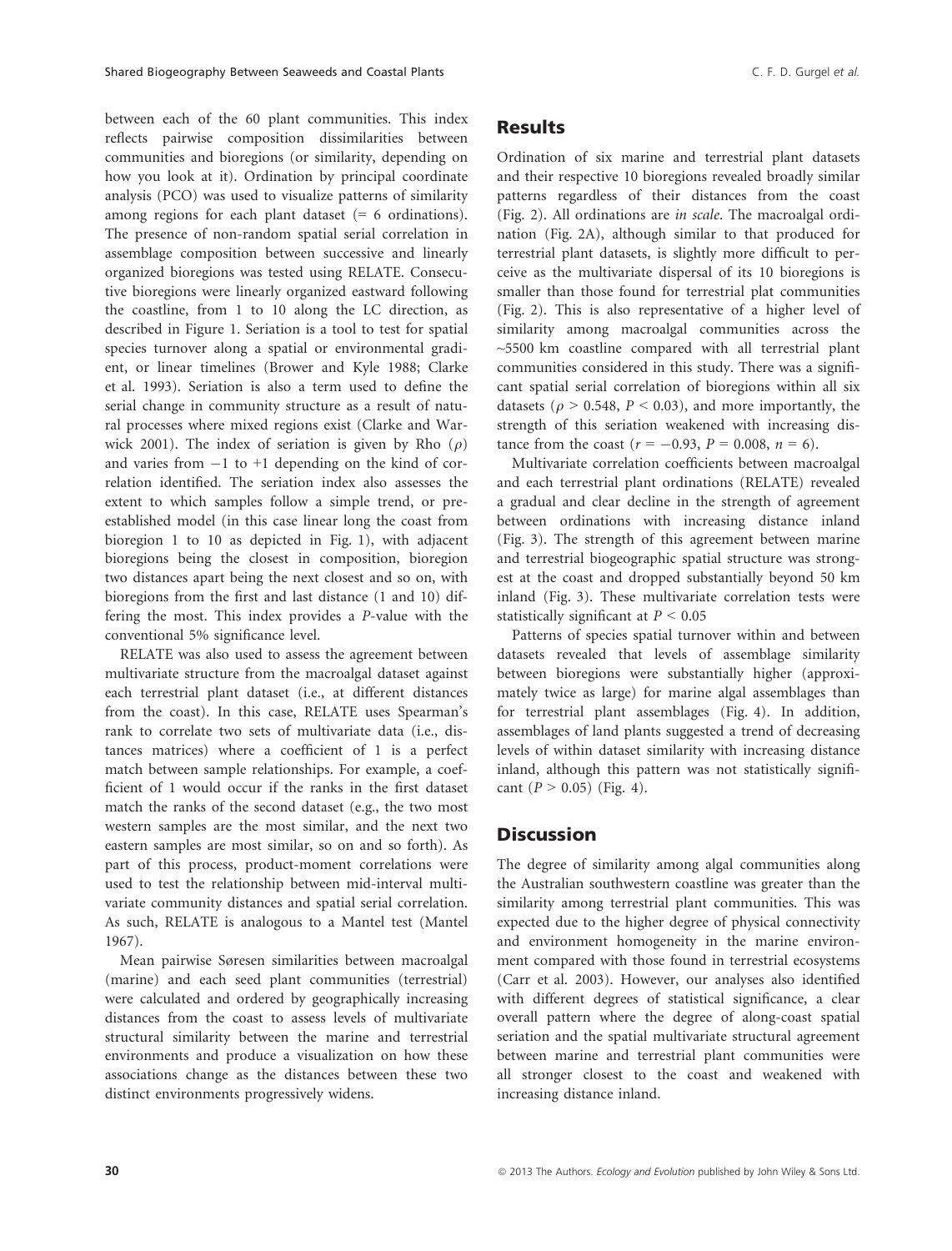between each of the 60 plant communities. This index reflects pairwise composition dissimilarities between communities and bioregions (or similarity, depending on how you look at it). Ordination by principal coordinate analysis (PCO) was used to visualize patterns of similarity among regions for each plant dataset (= 6 ordinations). The presence of non-random spatial serial correlation in assemblage composition between successive and linearly organized bioregions was tested using RELATE. Consecutive bioregions were linearly organized eastward following the coastline, from 1 to 10 along the LC direction, as described in Figure 1. Seriation is a tool to test for spatial species turnover along a spatial or environmental gradient, or linear timelines (Brower and Kyle 1988; Clarke et al. 1993). Seriation is also a term used to define the serial change in community structure as a result of natural processes where mixed regions exist (Clarke and Warwick 2001). The index of seriation is given by Rho ($\rho$) and varies from −1 to +1 depending on the kind of correlation identified. The seriation index also assesses the extent to which samples follow a simple trend, or pre-established model (in this case linear long the coast from bioregion 1 to 10 as depicted in Fig. 1), with adjacent bioregions being the closest in composition, bioregion two distances apart being the next closest and so on, with bioregions from the first and last distance (1 and 10) differing the most. This index provides a *P*-value with the conventional 5% significance level.

RELATE was also used to assess the agreement between multivariate structure from the macroalgal dataset against each terrestrial plant dataset (i.e., at different distances from the coast). In this case, RELATE uses Spearman's rank to correlate two sets of multivariate data (i.e., distances matrices) where a coefficient of 1 is a perfect match between sample relationships. For example, a coefficient of 1 would occur if the ranks in the first dataset match the ranks of the second dataset (e.g., the two most western samples are the most similar, and the next two eastern samples are most similar, so on and so forth). As part of this process, product-moment correlations were used to test the relationship between mid-interval multivariate community distances and spatial serial correlation. As such, RELATE is analogous to a Mantel test (Mantel 1967).

Mean pairwise Søresen similarities between macroalgal (marine) and each seed plant communities (terrestrial) were calculated and ordered by geographically increasing distances from the coast to assess levels of multivariate structural similarity between the marine and terrestrial environments and produce a visualization on how these associations change as the distances between these two distinct environments progressively widens.

## Results

Ordination of six marine and terrestrial plant datasets and their respective 10 bioregions revealed broadly similar patterns regardless of their distances from the coast (Fig. 2). All ordinations are *in scale*. The macroalgal ordination (Fig. 2A), although similar to that produced for terrestrial plant datasets, is slightly more difficult to perceive as the multivariate dispersal of its 10 bioregions is smaller than those found for terrestrial plat communities (Fig. 2). This is also representative of a higher level of similarity among macroalgal communities across the ~5500 km coastline compared with all terrestrial plant communities considered in this study. There was a significant spatial serial correlation of bioregions within all six datasets ($\rho > 0.548$, $P < 0.03$), and more importantly, the strength of this seriation weakened with increasing distance from the coast ($r = -0.93$, $P = 0.008$, $n = 6$).

Multivariate correlation coefficients between macroalgal and each terrestrial plant ordinations (RELATE) revealed a gradual and clear decline in the strength of agreement between ordinations with increasing distance inland (Fig. 3). The strength of this agreement between marine and terrestrial biogeographic spatial structure was strongest at the coast and dropped substantially beyond 50 km inland (Fig. 3). These multivariate correlation tests were statistically significant at $P < 0.05$

Patterns of species spatial turnover within and between datasets revealed that levels of assemblage similarity between bioregions were substantially higher (approximately twice as large) for marine algal assemblages than for terrestrial plant assemblages (Fig. 4). In addition, assemblages of land plants suggested a trend of decreasing levels of within dataset similarity with increasing distance inland, although this pattern was not statistically significant ($P > 0.05$) (Fig. 4).

## Discussion

The degree of similarity among algal communities along the Australian southwestern coastline was greater than the similarity among terrestrial plant communities. This was expected due to the higher degree of physical connectivity and environment homogeneity in the marine environment compared with those found in terrestrial ecosystems (Carr et al. 2003). However, our analyses also identified with different degrees of statistical significance, a clear overall pattern where the degree of along-coast spatial seriation and the spatial multivariate structural agreement between marine and terrestrial plant communities were all stronger closest to the coast and weakened with increasing distance inland.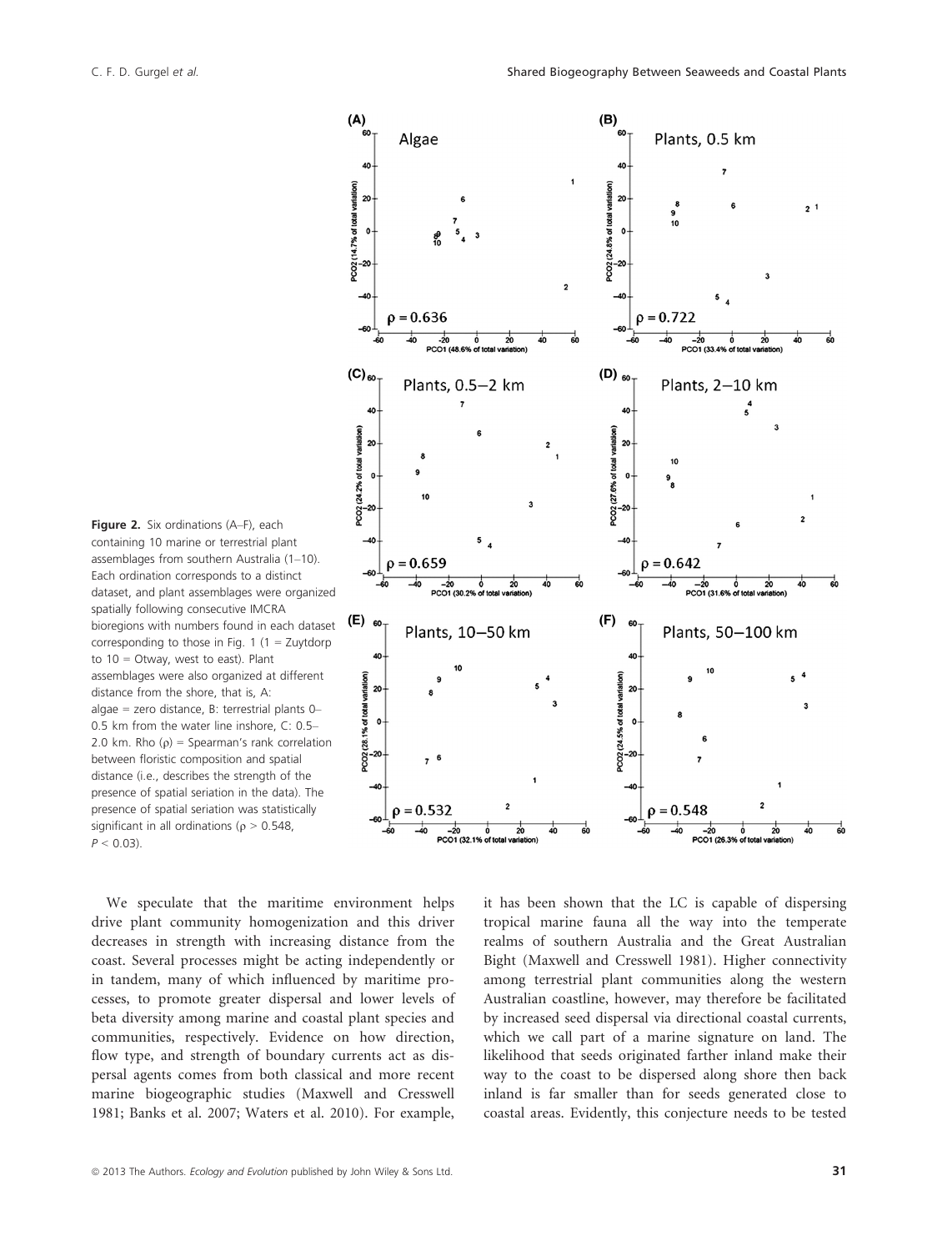**Figure 2.** Six ordinations (A–F), each containing 10 marine or terrestrial plant assemblages from southern Australia (1–10). Each ordination corresponds to a distinct dataset, and plant assemblages were organized spatially following consecutive IMCRA bioregions with numbers found in each dataset corresponding to those in Fig. 1 (1 = Zuytdorp to 10 = Otway, west to east). Plant assemblages were also organized at different distance from the shore, that is, A: algae = zero distance, B: terrestrial plants 0–0.5 km from the water line inshore, C: 0.5–2.0 km. Rho ($\rho$) = Spearman's rank correlation between floristic composition and spatial distance (i.e., describes the strength of the presence of spatial seriation in the data). The presence of spatial seriation was statistically significant in all ordinations ($\rho > 0.548$, $P < 0.03$).

We speculate that the maritime environment helps drive plant community homogenization and this driver decreases in strength with increasing distance from the coast. Several processes might be acting independently or in tandem, many of which influenced by maritime processes, to promote greater dispersal and lower levels of beta diversity among marine and coastal plant species and communities, respectively. Evidence on how direction, flow type, and strength of boundary currents act as dispersal agents comes from both classical and more recent marine biogeographic studies (Maxwell and Cresswell 1981; Banks et al. 2007; Waters et al. 2010). For example, it has been shown that the LC is capable of dispersing tropical marine fauna all the way into the temperate realms of southern Australia and the Great Australian Bight (Maxwell and Cresswell 1981). Higher connectivity among terrestrial plant communities along the western Australian coastline, however, may therefore be facilitated by increased seed dispersal via directional coastal currents, which we call part of a marine signature on land. The likelihood that seeds originated farther inland make their way to the coast to be dispersed along shore then back inland is far smaller than for seeds generated close to coastal areas. Evidently, this conjecture needs to be tested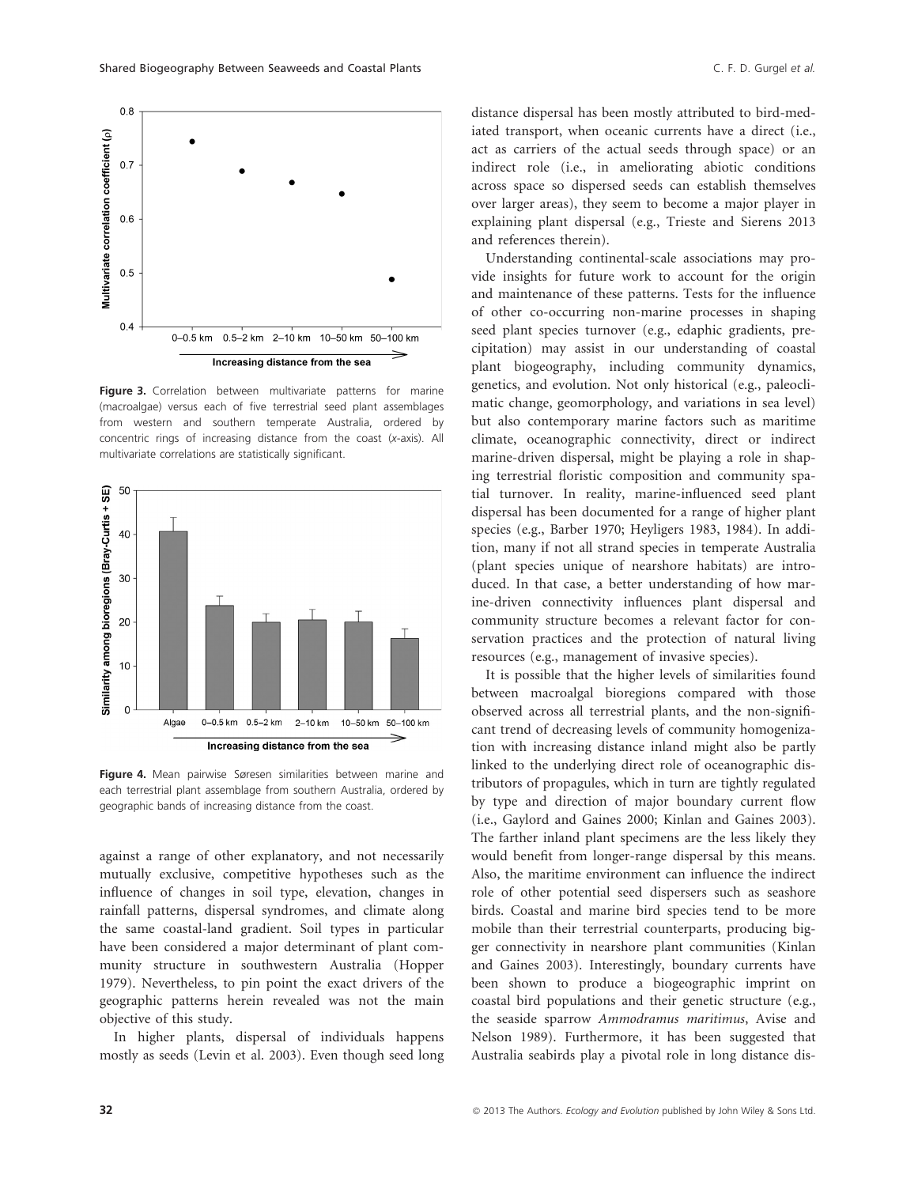Figure 3. Correlation between multivariate patterns for marine (macroalgae) versus each of five terrestrial seed plant assemblages from western and southern temperate Australia, ordered by concentric rings of increasing distance from the coast (x-axis). All multivariate correlations are statistically significant.

Figure 4. Mean pairwise Sørensen similarities between marine and each terrestrial plant assemblage from southern Australia, ordered by geographic bands of increasing distance from the coast.

against a range of other explanatory, and not necessarily mutually exclusive, competitive hypotheses such as the influence of changes in soil type, elevation, changes in rainfall patterns, dispersal syndromes, and climate along the same coastal-land gradient. Soil types in particular have been considered a major determinant of plant community structure in southwestern Australia (Hopper 1979). Nevertheless, to pin point the exact drivers of the geographic patterns herein revealed was not the main objective of this study.

In higher plants, dispersal of individuals happens mostly as seeds (Levin et al. 2003). Even though seed long distance dispersal has been mostly attributed to bird-mediated transport, when oceanic currents have a direct (i.e., act as carriers of the actual seeds through space) or an indirect role (i.e., in ameliorating abiotic conditions across space so dispersed seeds can establish themselves over larger areas), they seem to become a major player in explaining plant dispersal (e.g., Trieste and Sierens 2013 and references therein).

Understanding continental-scale associations may provide insights for future work to account for the origin and maintenance of these patterns. Tests for the influence of other co-occurring non-marine processes in shaping seed plant species turnover (e.g., edaphic gradients, precipitation) may assist in our understanding of coastal plant biogeography, including community dynamics, genetics, and evolution. Not only historical (e.g., paleoclimatic change, geomorphology, and variations in sea level) but also contemporary marine factors such as maritime climate, oceanographic connectivity, direct or indirect marine-driven dispersal, might be playing a role in shaping terrestrial floristic composition and community spatial turnover. In reality, marine-influenced seed plant dispersal has been documented for a range of higher plant species (e.g., Barber 1970; Heyligers 1983, 1984). In addition, many if not all strand species in temperate Australia (plant species unique of nearshore habitats) are introduced. In that case, a better understanding of how marine-driven connectivity influences plant dispersal and community structure becomes a relevant factor for conservation practices and the protection of natural living resources (e.g., management of invasive species).

It is possible that the higher levels of similarities found between macroalgal bioregions compared with those observed across all terrestrial plants, and the non-significant trend of decreasing levels of community homogenization with increasing distance inland might also be partly linked to the underlying direct role of oceanographic distributors of propagules, which in turn are tightly regulated by type and direction of major boundary current flow (i.e., Gaylord and Gaines 2000; Kinlan and Gaines 2003). The farther inland plant specimens are the less likely they would benefit from longer-range dispersal by this means. Also, the maritime environment can influence the indirect role of other potential seed dispersers such as seashore birds. Coastal and marine bird species tend to be more mobile than their terrestrial counterparts, producing bigger connectivity in nearshore plant communities (Kinlan and Gaines 2003). Interestingly, boundary currents have been shown to produce a biogeographic imprint on coastal bird populations and their genetic structure (e.g., the seaside sparrow *Ammodramus maritimus*, Avise and Nelson 1989). Furthermore, it has been suggested that Australia seabirds play a pivotal role in long distance dis-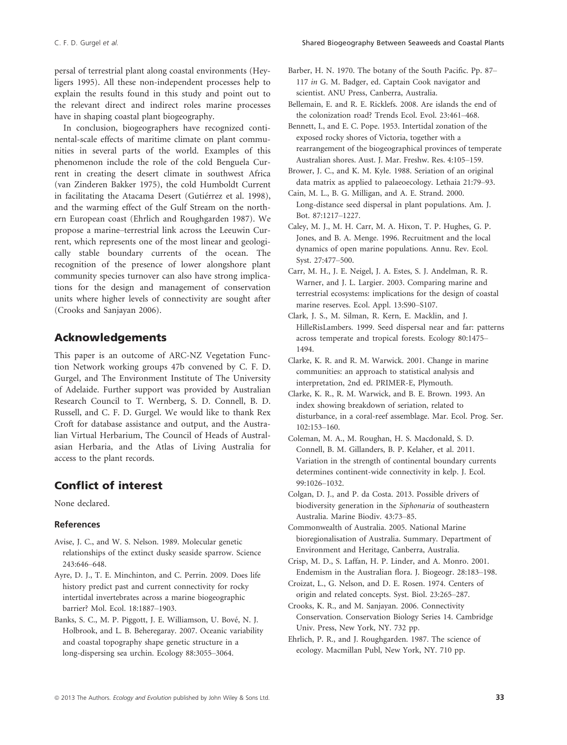persal of terrestrial plant along coastal environments (Heyligers 1995). All these non-independent processes help to explain the results found in this study and point out to the relevant direct and indirect roles marine processes have in shaping coastal plant biogeography.

In conclusion, biogeographers have recognized continental-scale effects of maritime climate on plant communities in several parts of the world. Examples of this phenomenon include the role of the cold Benguela Current in creating the desert climate in southwest Africa (van Zinderen Bakker 1975), the cold Humboldt Current in facilitating the Atacama Desert (Gutiérrez et al. 1998), and the warming effect of the Gulf Stream on the northern European coast (Ehrlich and Roughgarden 1987). We propose a marine–terrestrial link across the Leeuwin Current, which represents one of the most linear and geologically stable boundary currents of the ocean. The recognition of the presence of lower alongshore plant community species turnover can also have strong implications for the design and management of conservation units where higher levels of connectivity are sought after (Crooks and Sanjayan 2006).

## Acknowledgements

This paper is an outcome of ARC-NZ Vegetation Function Network working groups 47b convened by C. F. D. Gurgel, and The Environment Institute of The University of Adelaide. Further support was provided by Australian Research Council to T. Wernberg, S. D. Connell, B. D. Russell, and C. F. D. Gurgel. We would like to thank Rex Croft for database assistance and output, and the Australian Virtual Herbarium, The Council of Heads of Australasian Herbaria, and the Atlas of Living Australia for access to the plant records.

## Conflict of interest

None declared.

### References

Avise, J. C., and W. S. Nelson. 1989. Molecular genetic relationships of the extinct dusky seaside sparrow. Science 243:646–648.

Ayre, D. J., T. E. Minchinton, and C. Perrin. 2009. Does life history predict past and current connectivity for rocky intertidal invertebrates across a marine biogeographic barrier? Mol. Ecol. 18:1887–1903.

Banks, S. C., M. P. Piggott, J. E. Williamson, U. Bové, N. J. Holbrook, and L. B. Beheregaray. 2007. Oceanic variability and coastal topography shape genetic structure in a long-dispersing sea urchin. Ecology 88:3055–3064.

Barber, H. N. 1970. The botany of the South Pacific. Pp. 87–117 *in* G. M. Badger, ed. Captain Cook navigator and scientist. ANU Press, Canberra, Australia.

Bellemain, E. and R. E. Ricklefs. 2008. Are islands the end of the colonization road? Trends Ecol. Evol. 23:461–468.

Bennett, I., and E. C. Pope. 1953. Intertidal zonation of the exposed rocky shores of Victoria, together with a rearrangement of the biogeographical provinces of temperate Australian shores. Aust. J. Mar. Freshw. Res. 4:105–159.

Brower, J. C., and K. M. Kyle. 1988. Seriation of an original data matrix as applied to palaeoecology. Lethaia 21:79–93.

Cain, M. L., B. G. Milligan, and A. E. Strand. 2000. Long-distance seed dispersal in plant populations. Am. J. Bot. 87:1217–1227.

Caley, M. J., M. H. Carr, M. A. Hixon, T. P. Hughes, G. P. Jones, and B. A. Menge. 1996. Recruitment and the local dynamics of open marine populations. Annu. Rev. Ecol. Syst. 27:477–500.

Carr, M. H., J. E. Neigel, J. A. Estes, S. J. Andelman, R. R. Warner, and J. L. Largier. 2003. Comparing marine and terrestrial ecosystems: implications for the design of coastal marine reserves. Ecol. Appl. 13:S90–S107.

Clark, J. S., M. Silman, R. Kern, E. Macklin, and J. HilleRisLambers. 1999. Seed dispersal near and far: patterns across temperate and tropical forests. Ecology 80:1475–1494.

Clarke, K. R. and R. M. Warwick. 2001. Change in marine communities: an approach to statistical analysis and interpretation, 2nd ed. PRIMER-E, Plymouth.

Clarke, K. R., R. M. Warwick, and B. E. Brown. 1993. An index showing breakdown of seriation, related to disturbance, in a coral-reef assemblage. Mar. Ecol. Prog. Ser. 102:153–160.

Coleman, M. A., M. Roughan, H. S. Macdonald, S. D. Connell, B. M. Gillanders, B. P. Kelaher, et al. 2011. Variation in the strength of continental boundary currents determines continent-wide connectivity in kelp. J. Ecol. 99:1026–1032.

Colgan, D. J., and P. da Costa. 2013. Possible drivers of biodiversity generation in the *Siphonaria* of southeastern Australia. Marine Biodiv. 43:73–85.

Commonwealth of Australia. 2005. National Marine bioregionalisation of Australia. Summary. Department of Environment and Heritage, Canberra, Australia.

Crisp, M. D., S. Laffan, H. P. Linder, and A. Monro. 2001. Endemism in the Australian flora. J. Biogeogr. 28:183–198.

Croizat, L., G. Nelson, and D. E. Rosen. 1974. Centers of origin and related concepts. Syst. Biol. 23:265–287.

Crooks, K. R., and M. Sanjayan. 2006. Connectivity Conservation. Conservation Biology Series 14. Cambridge Univ. Press, New York, NY. 732 pp.

Ehrlich, P. R., and J. Roughgarden. 1987. The science of ecology. Macmillan Publ, New York, NY. 710 pp.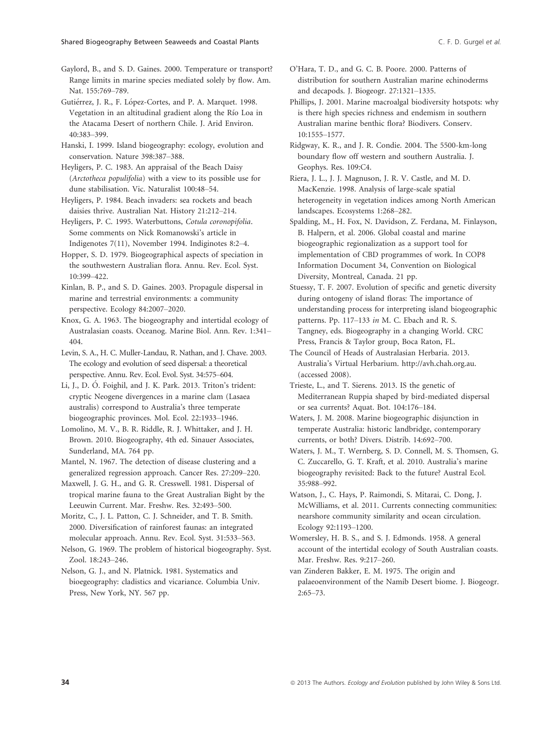Gaylord, B., and S. D. Gaines. 2000. Temperature or transport? Range limits in marine species mediated solely by flow. Am. Nat. 155:769–789.

Gutiérrez, J. R., F. López-Cortes, and P. A. Marquet. 1998. Vegetation in an altitudinal gradient along the Río Loa in the Atacama Desert of northern Chile. J. Arid Environ. 40:383–399.

Hanski, I. 1999. Island biogeography: ecology, evolution and conservation. Nature 398:387–388.

Heyligers, P. C. 1983. An appraisal of the Beach Daisy (*Arctotheca populifolia*) with a view to its possible use for dune stabilisation. Vic. Naturalist 100:48–54.

Heyligers, P. 1984. Beach invaders: sea rockets and beach daisies thrive. Australian Nat. History 21:212–214.

Heyligers, P. C. 1995. Waterbuttons, *Cotula coronopifolia*. Some comments on Nick Romanowski's article in Indigenotes 7(11), November 1994. Indiginotes 8:2–4.

Hopper, S. D. 1979. Biogeographical aspects of speciation in the southwestern Australian flora. Annu. Rev. Ecol. Syst. 10:399–422.

Kinlan, B. P., and S. D. Gaines. 2003. Propagule dispersal in marine and terrestrial environments: a community perspective. Ecology 84:2007–2020.

Knox, G. A. 1963. The biogeography and intertidal ecology of Australasian coasts. Oceanog. Marine Biol. Ann. Rev. 1:341–404.

Levin, S. A., H. C. Muller-Landau, R. Nathan, and J. Chave. 2003. The ecology and evolution of seed dispersal: a theoretical perspective. Annu. Rev. Ecol. Evol. Syst. 34:575–604.

Li, J., D. Ó. Foighil, and J. K. Park. 2013. Triton's trident: cryptic Neogene divergences in a marine clam (Lasaea australis) correspond to Australia's three temperate biogeographic provinces. Mol. Ecol. 22:1933–1946.

Lomolino, M. V., B. R. Riddle, R. J. Whittaker, and J. H. Brown. 2010. Biogeography, 4th ed. Sinauer Associates, Sunderland, MA. 764 pp.

Mantel, N. 1967. The detection of disease clustering and a generalized regression approach. Cancer Res. 27:209–220.

Maxwell, J. G. H., and G. R. Cresswell. 1981. Dispersal of tropical marine fauna to the Great Australian Bight by the Leeuwin Current. Mar. Freshw. Res. 32:493–500.

Moritz, C., J. L. Patton, C. J. Schneider, and T. B. Smith. 2000. Diversification of rainforest faunas: an integrated molecular approach. Annu. Rev. Ecol. Syst. 31:533–563.

Nelson, G. 1969. The problem of historical biogeography. Syst. Zool. 18:243–246.

Nelson, G. J., and N. Platnick. 1981. Systematics and bioegeography: cladistics and vicariance. Columbia Univ. Press, New York, NY. 567 pp.

O'Hara, T. D., and G. C. B. Poore. 2000. Patterns of distribution for southern Australian marine echinoderms and decapods. J. Biogeogr. 27:1321–1335.

Phillips, J. 2001. Marine macroalgal biodiversity hotspots: why is there high species richness and endemism in southern Australian marine benthic flora? Biodivers. Conserv. 10:1555–1577.

Ridgway, K. R., and J. R. Condie. 2004. The 5500-km-long boundary flow off western and southern Australia. J. Geophys. Res. 109:C4.

Riera, J. L., J. J. Magnuson, J. R. V. Castle, and M. D. MacKenzie. 1998. Analysis of large-scale spatial heterogeneity in vegetation indices among North American landscapes. Ecosystems 1:268–282.

Spalding, M., H. Fox, N. Davidson, Z. Ferdana, M. Finlayson, B. Halpern, et al. 2006. Global coastal and marine biogeographic regionalization as a support tool for implementation of CBD programmes of work. In COP8 Information Document 34, Convention on Biological Diversity, Montreal, Canada. 21 pp.

Stuessy, T. F. 2007. Evolution of specific and genetic diversity during ontogeny of island floras: The importance of understanding process for interpreting island biogeographic patterns. Pp. 117–133 *in* M. C. Ebach and R. S. Tangney, eds. Biogeography in a changing World. CRC Press, Francis & Taylor group, Boca Raton, FL.

The Council of Heads of Australasian Herbaria. 2013. Australia's Virtual Herbarium. http://avh.chah.org.au. (accessed 2008).

Trieste, L., and T. Sierens. 2013. IS the genetic of Mediterranean Ruppia shaped by bird-mediated dispersal or sea currents? Aquat. Bot. 104:176–184.

Waters, J. M. 2008. Marine biogeographic disjunction in temperate Australia: historic landbridge, contemporary currents, or both? Divers. Distrib. 14:692–700.

Waters, J. M., T. Wernberg, S. D. Connell, M. S. Thomsen, G. C. Zuccarello, G. T. Kraft, et al. 2010. Australia's marine biogeography revisited: Back to the future? Austral Ecol. 35:988–992.

Watson, J., C. Hays, P. Raimondi, S. Mitarai, C. Dong, J. McWilliams, et al. 2011. Currents connecting communities: nearshore community similarity and ocean circulation. Ecology 92:1193–1200.

Womersley, H. B. S., and S. J. Edmonds. 1958. A general account of the intertidal ecology of South Australian coasts. Mar. Freshw. Res. 9:217–260.

van Zinderen Bakker, E. M. 1975. The origin and palaeoenvironment of the Namib Desert biome. J. Biogeogr. 2:65–73.